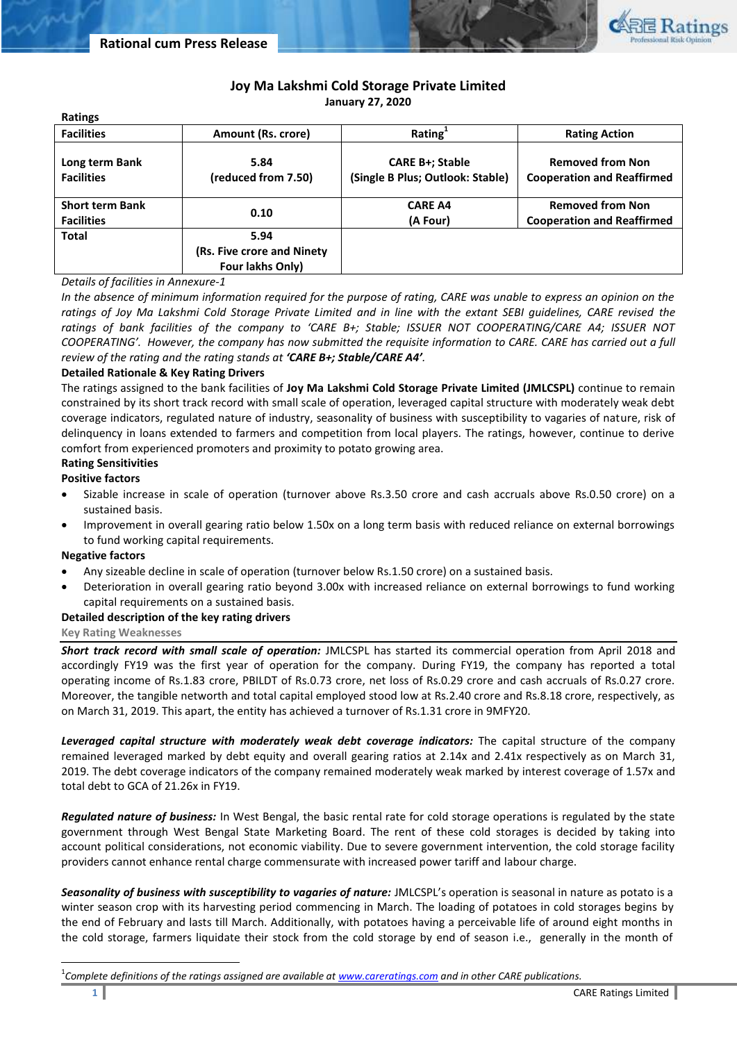# Joy Ma Lakshmi Cold Storage Private Limited

**January 27, 2020**

**Ratings**

| Facilities | Amount (Rs. crore) | Rating[1] | Rating Action |
|---|---|---|---|
| **Long term Bank Facilities** | **5.84 (reduced from 7.50)** | **CARE B+; Stable (Single B Plus; Outlook: Stable)** | **Removed from Non Cooperation and Reaffirmed** |
| **Short term Bank Facilities** | **0.10** | **CARE A4 (A Four)** | **Removed from Non Cooperation and Reaffirmed** |
| **Total** | **5.94 (Rs. Five crore and Ninety Four lakhs Only)** | | |

*Details of facilities in Annexure-1*

*In the absence of minimum information required for the purpose of rating, CARE was unable to express an opinion on the ratings of Joy Ma Lakshmi Cold Storage Private Limited and in line with the extant SEBI guidelines, CARE revised the ratings of bank facilities of the company to 'CARE B+; Stable; ISSUER NOT COOPERATING/CARE A4; ISSUER NOT COOPERATING'. However, the company has now submitted the requisite information to CARE. CARE has carried out a full review of the rating and the rating stands at **'CARE B+; Stable/CARE A4'**.*

**Detailed Rationale & Key Rating Drivers**

The ratings assigned to the bank facilities of **Joy Ma Lakshmi Cold Storage Private Limited (JMLCSPL)** continue to remain constrained by its short track record with small scale of operation, leveraged capital structure with moderately weak debt coverage indicators, regulated nature of industry, seasonality of business with susceptibility to vagaries of nature, risk of delinquency in loans extended to farmers and competition from local players. The ratings, however, continue to derive comfort from experienced promoters and proximity to potato growing area.

**Rating Sensitivities**

**Positive factors**

- Sizable increase in scale of operation (turnover above Rs.3.50 crore and cash accruals above Rs.0.50 crore) on a sustained basis.
- Improvement in overall gearing ratio below 1.50x on a long term basis with reduced reliance on external borrowings to fund working capital requirements.

**Negative factors**

- Any sizeable decline in scale of operation (turnover below Rs.1.50 crore) on a sustained basis.
- Deterioration in overall gearing ratio beyond 3.00x with increased reliance on external borrowings to fund working capital requirements on a sustained basis.

**Detailed description of the key rating drivers**

**Key Rating Weaknesses**

***Short track record with small scale of operation:*** JMLCSPL has started its commercial operation from April 2018 and accordingly FY19 was the first year of operation for the company. During FY19, the company has reported a total operating income of Rs.1.83 crore, PBILDT of Rs.0.73 crore, net loss of Rs.0.29 crore and cash accruals of Rs.0.27 crore. Moreover, the tangible networth and total capital employed stood low at Rs.2.40 crore and Rs.8.18 crore, respectively, as on March 31, 2019. This apart, the entity has achieved a turnover of Rs.1.31 crore in 9MFY20.

***Leveraged capital structure with moderately weak debt coverage indicators:*** The capital structure of the company remained leveraged marked by debt equity and overall gearing ratios at 2.14x and 2.41x respectively as on March 31, 2019. The debt coverage indicators of the company remained moderately weak marked by interest coverage of 1.57x and total debt to GCA of 21.26x in FY19.

***Regulated nature of business:*** In West Bengal, the basic rental rate for cold storage operations is regulated by the state government through West Bengal State Marketing Board. The rent of these cold storages is decided by taking into account political considerations, not economic viability. Due to severe government intervention, the cold storage facility providers cannot enhance rental charge commensurate with increased power tariff and labour charge.

***Seasonality of business with susceptibility to vagaries of nature:*** JMLCSPL's operation is seasonal in nature as potato is a winter season crop with its harvesting period commencing in March. The loading of potatoes in cold storages begins by the end of February and lasts till March. Additionally, with potatoes having a perceivable life of around eight months in the cold storage, farmers liquidate their stock from the cold storage by end of season i.e., generally in the month of

[1] *Complete definitions of the ratings assigned are available at www.careratings.com and in other CARE publications.*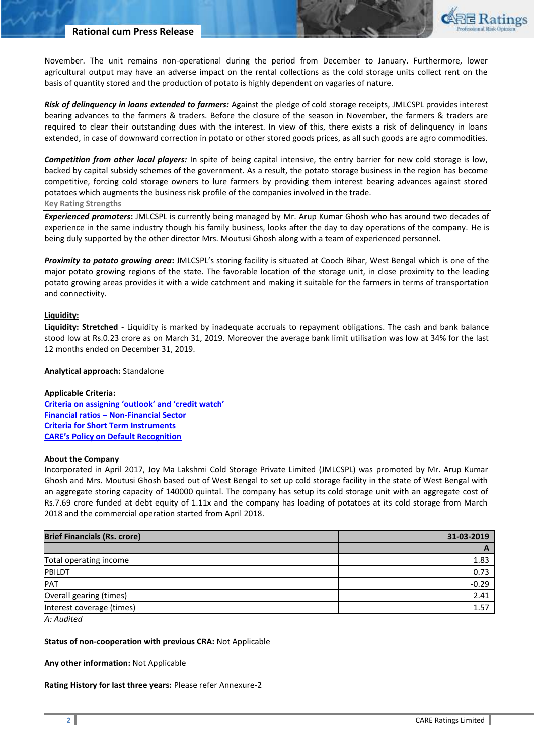November. The unit remains non-operational during the period from December to January. Furthermore, lower agricultural output may have an adverse impact on the rental collections as the cold storage units collect rent on the basis of quantity stored and the production of potato is highly dependent on vagaries of nature.

***Risk of delinquency in loans extended to farmers:*** Against the pledge of cold storage receipts, JMLCSPL provides interest bearing advances to the farmers & traders. Before the closure of the season in November, the farmers & traders are required to clear their outstanding dues with the interest. In view of this, there exists a risk of delinquency in loans extended, in case of downward correction in potato or other stored goods prices, as all such goods are agro commodities.

***Competition from other local players:*** In spite of being capital intensive, the entry barrier for new cold storage is low, backed by capital subsidy schemes of the government. As a result, the potato storage business in the region has become competitive, forcing cold storage owners to lure farmers by providing them interest bearing advances against stored potatoes which augments the business risk profile of the companies involved in the trade.

**Key Rating Strengths**

***Experienced promoters*:** JMLCSPL is currently being managed by Mr. Arup Kumar Ghosh who has around two decades of experience in the same industry though his family business, looks after the day to day operations of the company. He is being duly supported by the other director Mrs. Moutusi Ghosh along with a team of experienced personnel.

***Proximity to potato growing area*:** JMLCSPL's storing facility is situated at Cooch Bihar, West Bengal which is one of the major potato growing regions of the state. The favorable location of the storage unit, in close proximity to the leading potato growing areas provides it with a wide catchment and making it suitable for the farmers in terms of transportation and connectivity.

**Liquidity:**

**Liquidity: Stretched** - Liquidity is marked by inadequate accruals to repayment obligations. The cash and bank balance stood low at Rs.0.23 crore as on March 31, 2019. Moreover the average bank limit utilisation was low at 34% for the last 12 months ended on December 31, 2019.

**Analytical approach:** Standalone

**Applicable Criteria:**

Criteria on assigning 'outlook' and 'credit watch'
Financial ratios – Non-Financial Sector
Criteria for Short Term Instruments
CARE's Policy on Default Recognition

**About the Company**

Incorporated in April 2017, Joy Ma Lakshmi Cold Storage Private Limited (JMLCSPL) was promoted by Mr. Arup Kumar Ghosh and Mrs. Moutusi Ghosh based out of West Bengal to set up cold storage facility in the state of West Bengal with an aggregate storing capacity of 140000 quintal. The company has setup its cold storage unit with an aggregate cost of Rs.7.69 crore funded at debt equity of 1.11x and the company has loading of potatoes at its cold storage from March 2018 and the commercial operation started from April 2018.

| Brief Financials (Rs. crore) | 31-03-2019 |
|---|---|
| | A |
| Total operating income | 1.83 |
| PBILDT | 0.73 |
| PAT | -0.29 |
| Overall gearing (times) | 2.41 |
| Interest coverage (times) | 1.57 |

*A: Audited*

**Status of non-cooperation with previous CRA:** Not Applicable

**Any other information:** Not Applicable

**Rating History for last three years:** Please refer Annexure-2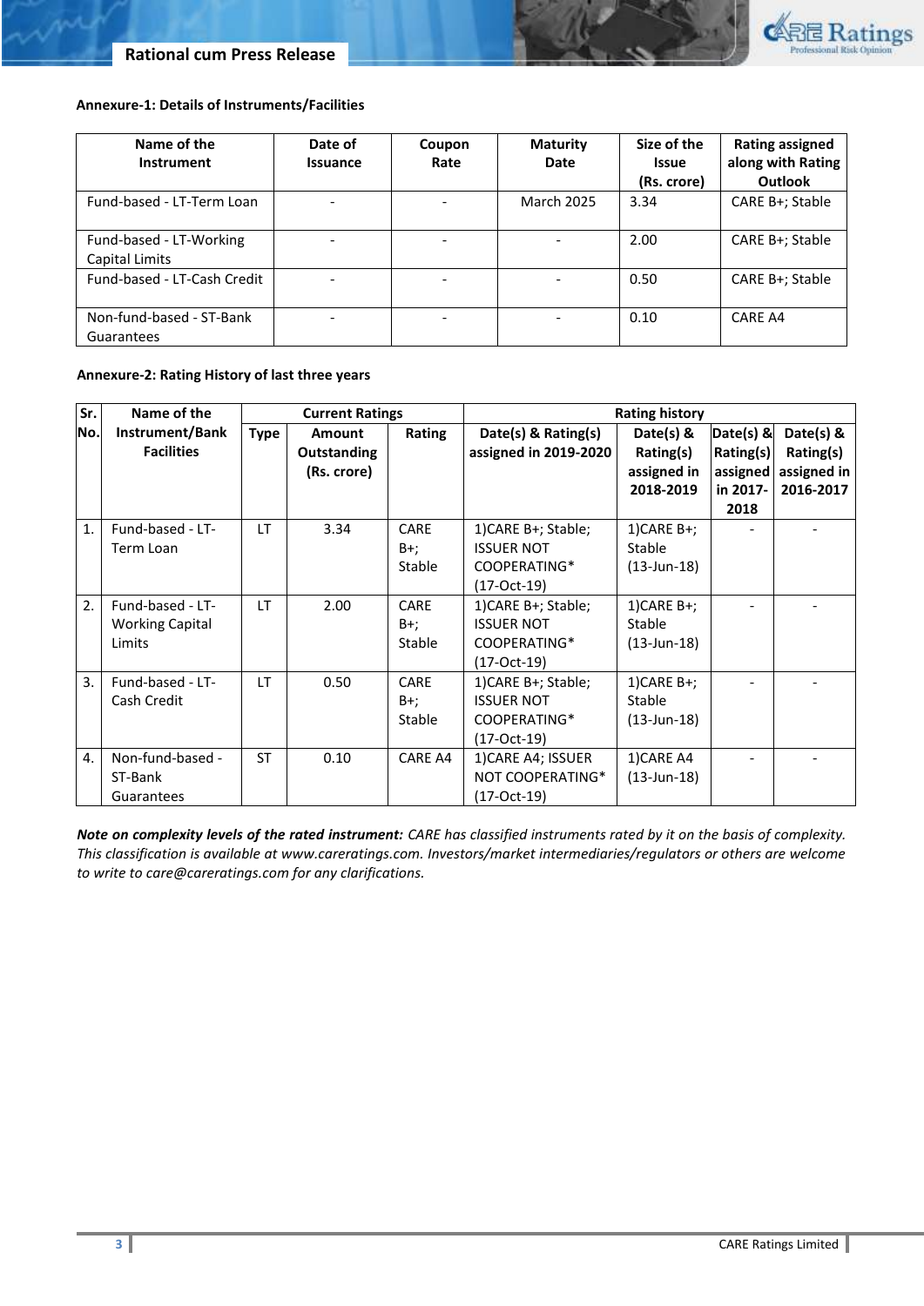**Annexure-1: Details of Instruments/Facilities**

| Name of the Instrument | Date of Issuance | Coupon Rate | Maturity Date | Size of the Issue (Rs. crore) | Rating assigned along with Rating Outlook |
|---|---|---|---|---|---|
| Fund-based - LT-Term Loan | - | - | March 2025 | 3.34 | CARE B+; Stable |
| Fund-based - LT-Working Capital Limits | - | - | - | 2.00 | CARE B+; Stable |
| Fund-based - LT-Cash Credit | - | - | - | 0.50 | CARE B+; Stable |
| Non-fund-based - ST-Bank Guarantees | - | - | - | 0.10 | CARE A4 |

**Annexure-2: Rating History of last three years**

| Sr. No. | Name of the Instrument/Bank Facilities | Current Ratings | | | Rating history | | | |
|---|---|---|---|---|---|---|---|---|
| | | Type | Amount Outstanding (Rs. crore) | Rating | Date(s) & Rating(s) assigned in 2019-2020 | Date(s) & Rating(s) assigned in 2018-2019 | Date(s) & Rating(s) assigned in 2017-2018 | Date(s) & Rating(s) assigned in 2016-2017 |
| 1. | Fund-based - LT-Term Loan | LT | 3.34 | CARE B+; Stable | 1)CARE B+; Stable; ISSUER NOT COOPERATING* (17-Oct-19) | 1)CARE B+; Stable (13-Jun-18) | - | - |
| 2. | Fund-based - LT-Working Capital Limits | LT | 2.00 | CARE B+; Stable | 1)CARE B+; Stable; ISSUER NOT COOPERATING* (17-Oct-19) | 1)CARE B+; Stable (13-Jun-18) | - | - |
| 3. | Fund-based - LT-Cash Credit | LT | 0.50 | CARE B+; Stable | 1)CARE B+; Stable; ISSUER NOT COOPERATING* (17-Oct-19) | 1)CARE B+; Stable (13-Jun-18) | - | - |
| 4. | Non-fund-based - ST-Bank Guarantees | ST | 0.10 | CARE A4 | 1)CARE A4; ISSUER NOT COOPERATING* (17-Oct-19) | 1)CARE A4 (13-Jun-18) | - | - |

***Note on complexity levels of the rated instrument:*** *CARE has classified instruments rated by it on the basis of complexity. This classification is available at www.careratings.com. Investors/market intermediaries/regulators or others are welcome to write to care@careratings.com for any clarifications.*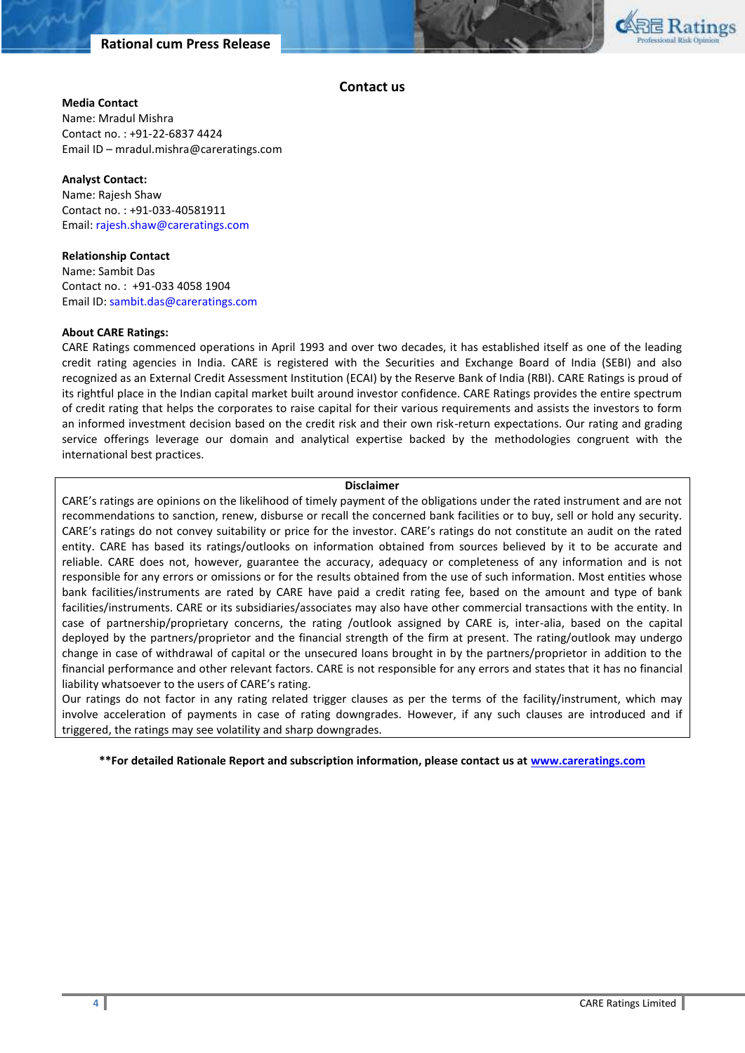## Contact us

**Media Contact**
Name: Mradul Mishra
Contact no. : +91-22-6837 4424
Email ID – mradul.mishra@careratings.com

**Analyst Contact:**
Name: Rajesh Shaw
Contact no. : +91-033-40581911
Email: rajesh.shaw@careratings.com

**Relationship Contact**
Name: Sambit Das
Contact no. : +91-033 4058 1904
Email ID: sambit.das@careratings.com

**About CARE Ratings:**
CARE Ratings commenced operations in April 1993 and over two decades, it has established itself as one of the leading credit rating agencies in India. CARE is registered with the Securities and Exchange Board of India (SEBI) and also recognized as an External Credit Assessment Institution (ECAI) by the Reserve Bank of India (RBI). CARE Ratings is proud of its rightful place in the Indian capital market built around investor confidence. CARE Ratings provides the entire spectrum of credit rating that helps the corporates to raise capital for their various requirements and assists the investors to form an informed investment decision based on the credit risk and their own risk-return expectations. Our rating and grading service offerings leverage our domain and analytical expertise backed by the methodologies congruent with the international best practices.

**Disclaimer**

CARE's ratings are opinions on the likelihood of timely payment of the obligations under the rated instrument and are not recommendations to sanction, renew, disburse or recall the concerned bank facilities or to buy, sell or hold any security. CARE's ratings do not convey suitability or price for the investor. CARE's ratings do not constitute an audit on the rated entity. CARE has based its ratings/outlooks on information obtained from sources believed by it to be accurate and reliable. CARE does not, however, guarantee the accuracy, adequacy or completeness of any information and is not responsible for any errors or omissions or for the results obtained from the use of such information. Most entities whose bank facilities/instruments are rated by CARE have paid a credit rating fee, based on the amount and type of bank facilities/instruments. CARE or its subsidiaries/associates may also have other commercial transactions with the entity. In case of partnership/proprietary concerns, the rating /outlook assigned by CARE is, inter-alia, based on the capital deployed by the partners/proprietor and the financial strength of the firm at present. The rating/outlook may undergo change in case of withdrawal of capital or the unsecured loans brought in by the partners/proprietor in addition to the financial performance and other relevant factors. CARE is not responsible for any errors and states that it has no financial liability whatsoever to the users of CARE's rating.
Our ratings do not factor in any rating related trigger clauses as per the terms of the facility/instrument, which may involve acceleration of payments in case of rating downgrades. However, if any such clauses are introduced and if triggered, the ratings may see volatility and sharp downgrades.

**\*\*For detailed Rationale Report and subscription information, please contact us at www.careratings.com**